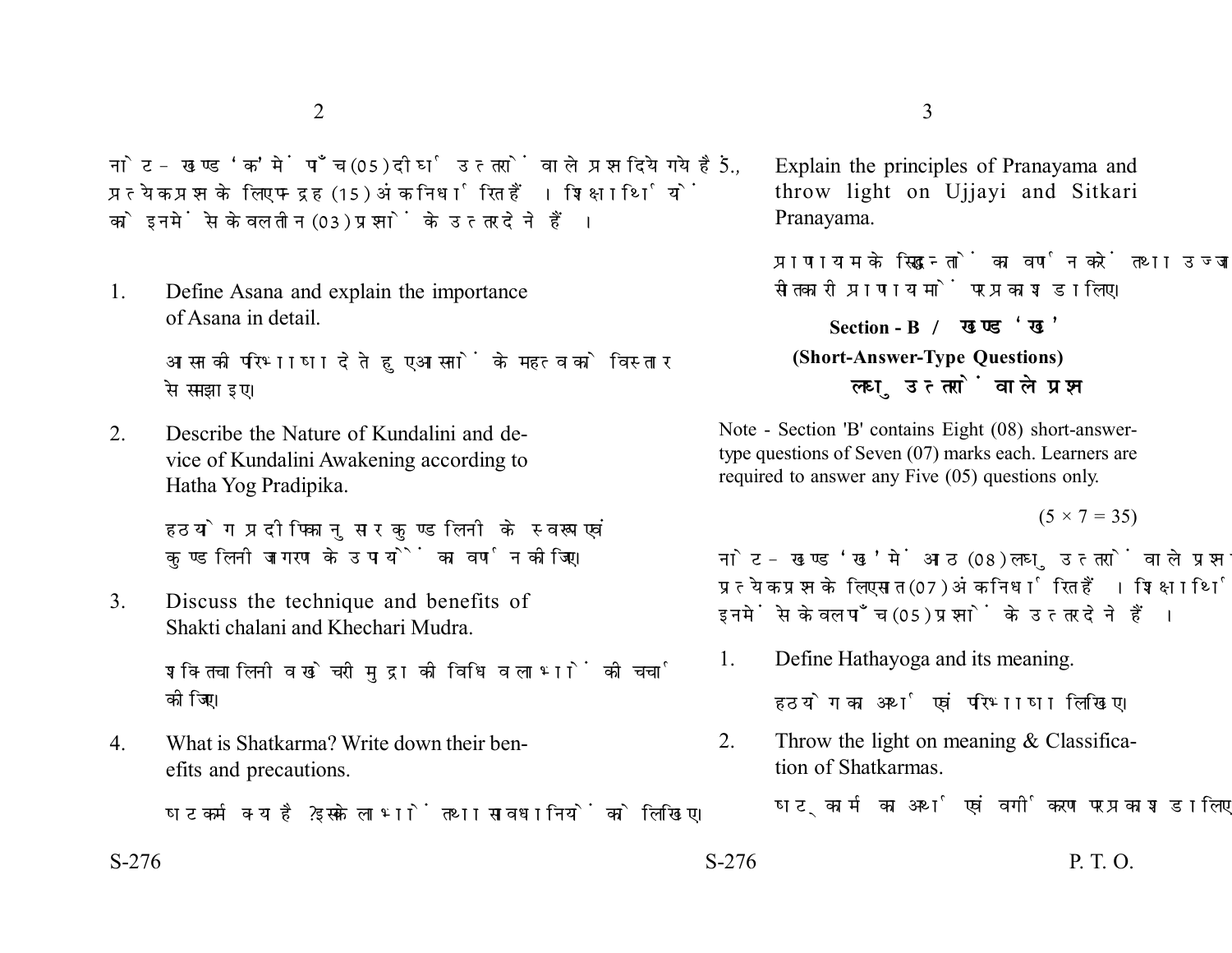नोट - खण्ड 'क' में पाँच (05) दीर्घ उत्तरों वाले प्रश्न दिये गये हैं, प्रत्येक प्रश्न के लिए पन्द्रह (15) अंक निर्धारित हैं। शिक्षार्थियों को इनमें से केवल तीन (03) प्रश्नों के उत्तर देने हैं।

1. Define Asana and explain the importance of Asana in detail.

   आसन की परिभाषा देते हुए आसनों के महत्व को विस्तार से समझाइए।

2. Describe the Nature of Kundalini and device of Kundalini Awakening according to Hatha Yog Pradipika.

   हठयोग प्रदीपिकानुसार कुण्डलिनी के स्वरूप एवं कुण्डलिनी जागरण के उपायों का वर्णन कीजिए।

3. Discuss the technique and benefits of Shakti chalani and Khechari Mudra.

   शक्तिचालिनी व खेचरी मुद्रा की विधि व लाभों की चर्चा कीजिए।

4. What is Shatkarma? Write down their benefits and precautions.

   षटकर्म क्या है? इसके लाभों तथा सावधानियों को लिखिए।

5. Explain the principles of Pranayama and throw light on Ujjayi and Sitkari Pranayama.

   प्राणायाम के सिद्धान्तों का वर्णन करें तथा उज्जायी व सीत्कारी प्राणायामों पर प्रकाश डालिए।

## Section - B / खण्ड 'ख'

### (Short-Answer-Type Questions)

### लघु उत्तरों वाले प्रश्न

Note - Section 'B' contains Eight (08) short-answer-type questions of Seven (07) marks each. Learners are required to answer any Five (05) questions only.

$(5 \times 7 = 35)$

नोट - खण्ड 'ख' में आठ (08) लघु उत्तरों वाले प्रश्न दिये गये हैं, प्रत्येक प्रश्न के लिए सात (07) अंक निर्धारित हैं। शिक्षार्थियों को इनमें से केवल पाँच (05) प्रश्नों के उत्तर देने हैं।

1. Define Hathayoga and its meaning.

   हठयोग का अर्थ एवं परिभाषा लिखिए।

2. Throw the light on meaning & Classification of Shatkarmas.

   षट्कर्म का अर्थ एवं वर्गीकरण पर प्रकाश डालिए।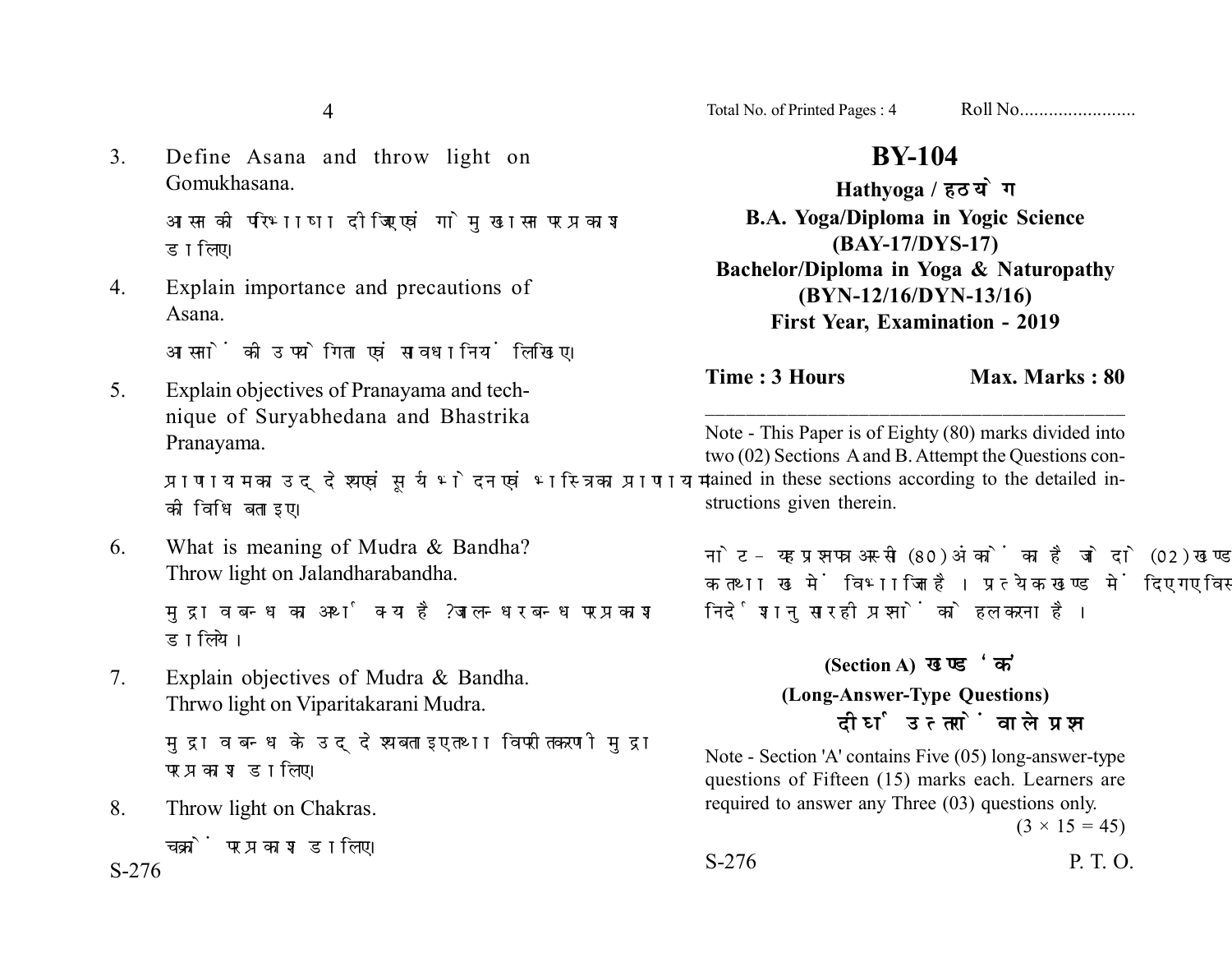# BY-104

**Hathyoga / हठयोग**
**B.A. Yoga/Diploma in Yogic Science**
**(BAY-17/DYS-17)**
**Bachelor/Diploma in Yoga & Naturopathy**
**(BYN-12/16/DYN-13/16)**
**First Year, Examination - 2019**

**Time : 3 Hours** **Max. Marks : 80**

Note - This Paper is of Eighty (80) marks divided into two (02) Sections A and B. Attempt the Questions contained in these sections according to the detailed instructions given therein.

नोट - यह प्रश्नपत्र अस्सी (80) अंकों का है जो दो (02) खण्डों क तथा ख में विभाजित है। प्रत्येक खण्ड में दिए गए विस्तृत निर्देशों के अनुसार ही प्रश्नों को हल करना है।

### (Section A) खण्ड 'क'

### (Long-Answer-Type Questions)

### दीर्घ उत्तरों वाले प्रश्न

Note - Section 'A' contains Five (05) long-answer-type questions of Fifteen (15) marks each. Learners are required to answer any Three (03) questions only.

(3 × 15 = 45)

3. Define Asana and throw light on Gomukhasana.

   आसन की परिभाषा दीजिए एवं गोमुखासन पर प्रकाश डालिए।

4. Explain importance and precautions of Asana.

   आसनों की उपयोगिता एवं सावधानियाँ लिखिए।

5. Explain objectives of Pranayama and technique of Suryabhedana and Bhastrika Pranayama.

   प्राणायाम का उद्देश्य एवं सूर्यभेदन एवं भस्त्रिका प्राणायाम की विधि बताइए।

6. What is meaning of Mudra & Bandha? Throw light on Jalandharabandha.

   मुद्रा व बन्ध का अर्थ क्या है? जालन्धर बन्ध पर प्रकाश डालिये।

7. Explain objectives of Mudra & Bandha. Thrwo light on Viparitakarani Mudra.

   मुद्रा व बन्ध के उद्देश्य बताइए तथा विपरीतकरणी मुद्रा पर प्रकाश डालिए।

8. Throw light on Chakras.

   चक्रों पर प्रकाश डालिए।